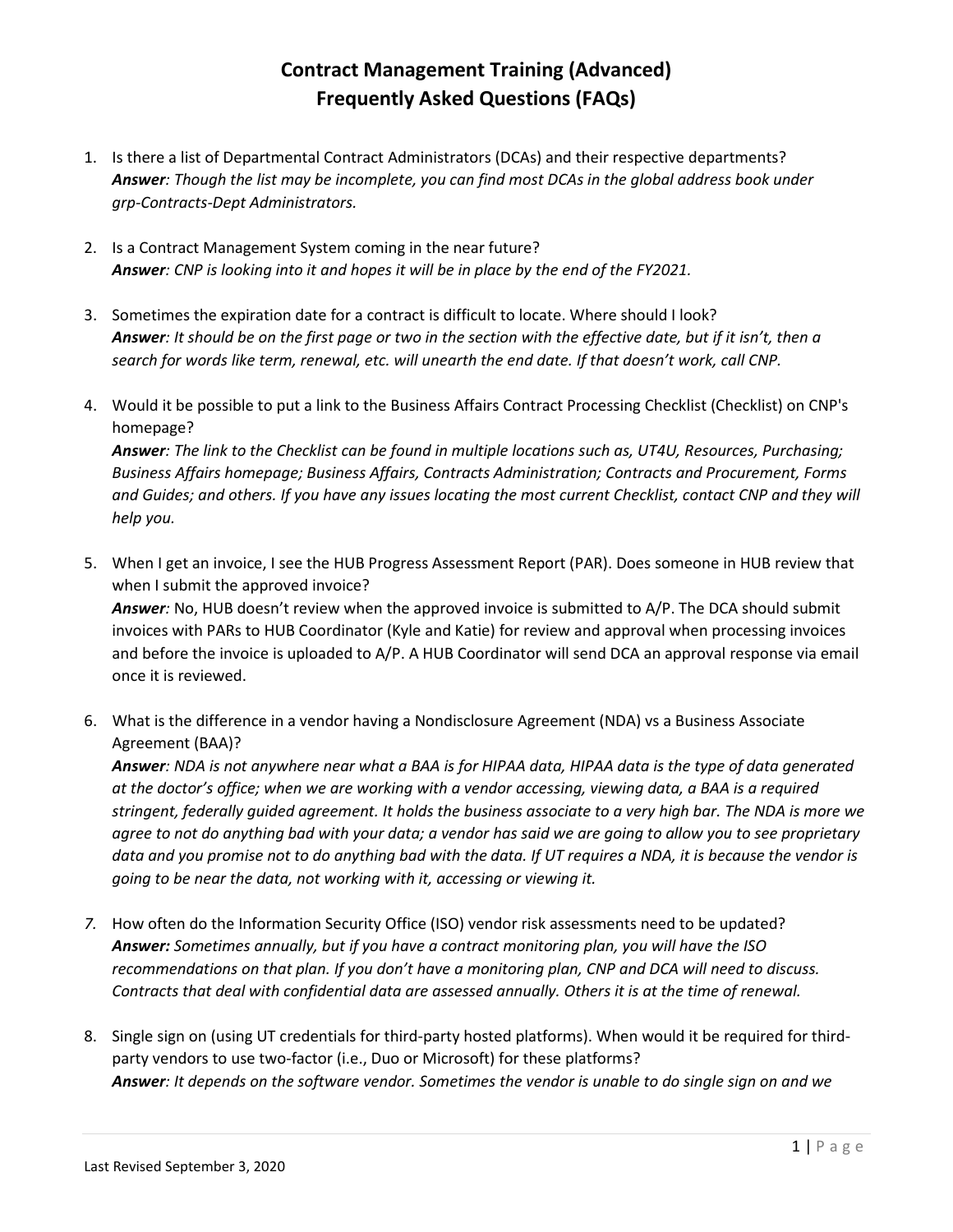# Contract Management Training (Advanced)
# Frequently Asked Questions (FAQs)

1. Is there a list of Departmental Contract Administrators (DCAs) and their respective departments?
   ***Answer**: Though the list may be incomplete, you can find most DCAs in the global address book under grp-Contracts-Dept Administrators.*

2. Is a Contract Management System coming in the near future?
   ***Answer**: CNP is looking into it and hopes it will be in place by the end of the FY2021.*

3. Sometimes the expiration date for a contract is difficult to locate. Where should I look?
   ***Answer**: It should be on the first page or two in the section with the effective date, but if it isn't, then a search for words like term, renewal, etc. will unearth the end date. If that doesn't work, call CNP.*

4. Would it be possible to put a link to the Business Affairs Contract Processing Checklist (Checklist) on CNP's homepage?
   ***Answer**: The link to the Checklist can be found in multiple locations such as, UT4U, Resources, Purchasing; Business Affairs homepage; Business Affairs, Contracts Administration; Contracts and Procurement, Forms and Guides; and others. If you have any issues locating the most current Checklist, contact CNP and they will help you.*

5. When I get an invoice, I see the HUB Progress Assessment Report (PAR). Does someone in HUB review that when I submit the approved invoice?
   ***Answer**: No, HUB doesn't review when the approved invoice is submitted to A/P. The DCA should submit invoices with PARs to HUB Coordinator (Kyle and Katie) for review and approval when processing invoices and before the invoice is uploaded to A/P. A HUB Coordinator will send DCA an approval response via email once it is reviewed.*

6. What is the difference in a vendor having a Nondisclosure Agreement (NDA) vs a Business Associate Agreement (BAA)?
   ***Answer**: NDA is not anywhere near what a BAA is for HIPAA data, HIPAA data is the type of data generated at the doctor's office; when we are working with a vendor accessing, viewing data, a BAA is a required stringent, federally guided agreement. It holds the business associate to a very high bar. The NDA is more we agree to not do anything bad with your data; a vendor has said we are going to allow you to see proprietary data and you promise not to do anything bad with the data. If UT requires a NDA, it is because the vendor is going to be near the data, not working with it, accessing or viewing it.*

7. How often do the Information Security Office (ISO) vendor risk assessments need to be updated?
   ***Answer:** Sometimes annually, but if you have a contract monitoring plan, you will have the ISO recommendations on that plan. If you don't have a monitoring plan, CNP and DCA will need to discuss. Contracts that deal with confidential data are assessed annually. Others it is at the time of renewal.*

8. Single sign on (using UT credentials for third-party hosted platforms). When would it be required for third-party vendors to use two-factor (i.e., Duo or Microsoft) for these platforms?
   ***Answer**: It depends on the software vendor. Sometimes the vendor is unable to do single sign on and we*

Last Revised September 3, 2020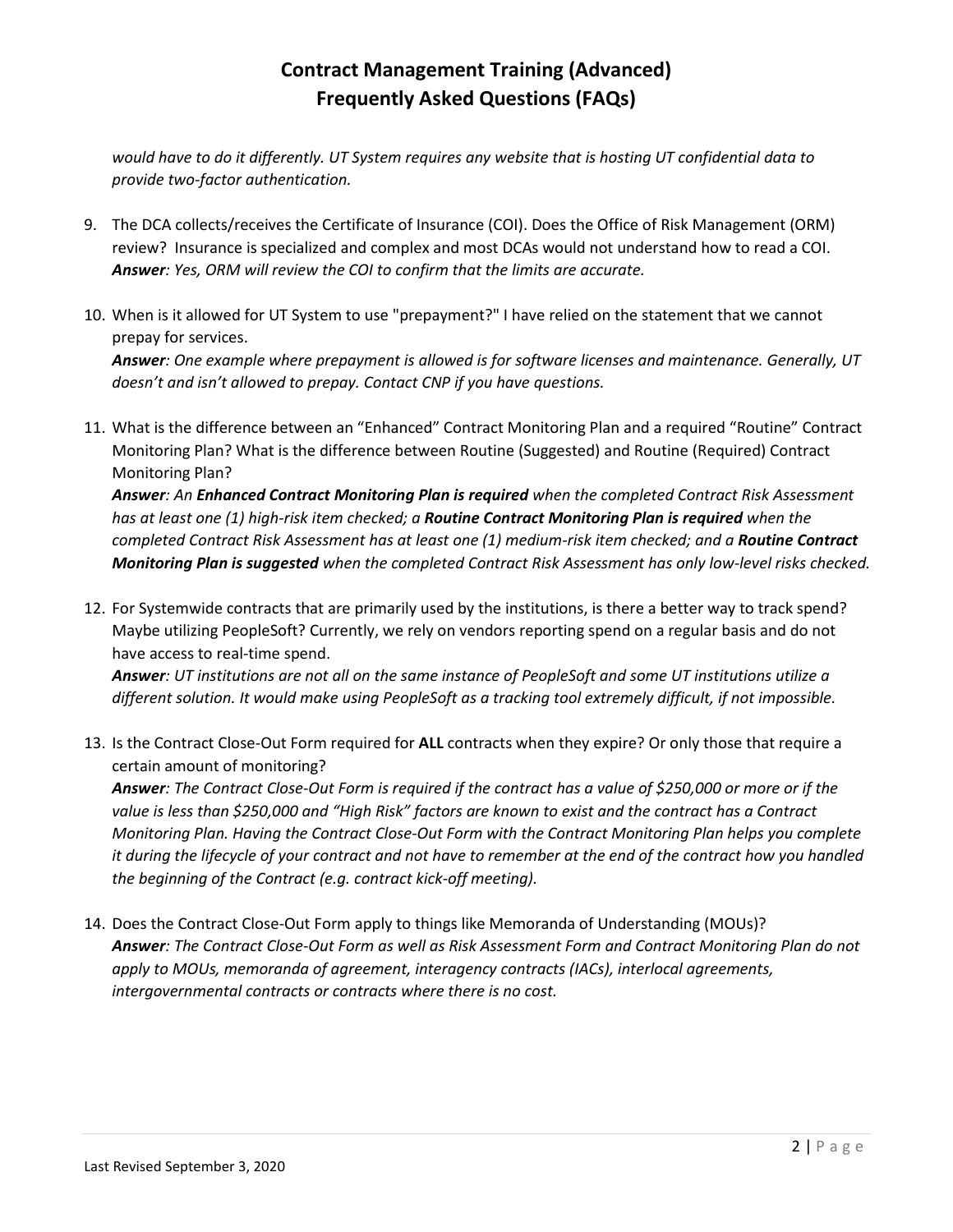*would have to do it differently. UT System requires any website that is hosting UT confidential data to provide two-factor authentication.*

9. The DCA collects/receives the Certificate of Insurance (COI). Does the Office of Risk Management (ORM) review? Insurance is specialized and complex and most DCAs would not understand how to read a COI.
   ***Answer****: Yes, ORM will review the COI to confirm that the limits are accurate.*

10. When is it allowed for UT System to use "prepayment?" I have relied on the statement that we cannot prepay for services.
    ***Answer****: One example where prepayment is allowed is for software licenses and maintenance. Generally, UT doesn't and isn't allowed to prepay. Contact CNP if you have questions.*

11. What is the difference between an "Enhanced" Contract Monitoring Plan and a required "Routine" Contract Monitoring Plan? What is the difference between Routine (Suggested) and Routine (Required) Contract Monitoring Plan?
    ***Answer****: An* ***Enhanced Contract Monitoring Plan is required*** *when the completed Contract Risk Assessment has at least one (1) high-risk item checked; a* ***Routine Contract Monitoring Plan is required*** *when the completed Contract Risk Assessment has at least one (1) medium-risk item checked; and a* ***Routine Contract Monitoring Plan is suggested*** *when the completed Contract Risk Assessment has only low-level risks checked.*

12. For Systemwide contracts that are primarily used by the institutions, is there a better way to track spend? Maybe utilizing PeopleSoft? Currently, we rely on vendors reporting spend on a regular basis and do not have access to real-time spend.
    ***Answer****: UT institutions are not all on the same instance of PeopleSoft and some UT institutions utilize a different solution. It would make using PeopleSoft as a tracking tool extremely difficult, if not impossible.*

13. Is the Contract Close-Out Form required for **ALL** contracts when they expire? Or only those that require a certain amount of monitoring?
    ***Answer****: The Contract Close-Out Form is required if the contract has a value of $250,000 or more or if the value is less than $250,000 and "High Risk" factors are known to exist and the contract has a Contract Monitoring Plan. Having the Contract Close-Out Form with the Contract Monitoring Plan helps you complete it during the lifecycle of your contract and not have to remember at the end of the contract how you handled the beginning of the Contract (e.g. contract kick-off meeting).*

14. Does the Contract Close-Out Form apply to things like Memoranda of Understanding (MOUs)?
    ***Answer****: The Contract Close-Out Form as well as Risk Assessment Form and Contract Monitoring Plan do not apply to MOUs, memoranda of agreement, interagency contracts (IACs), interlocal agreements, intergovernmental contracts or contracts where there is no cost.*

Last Revised September 3, 2020